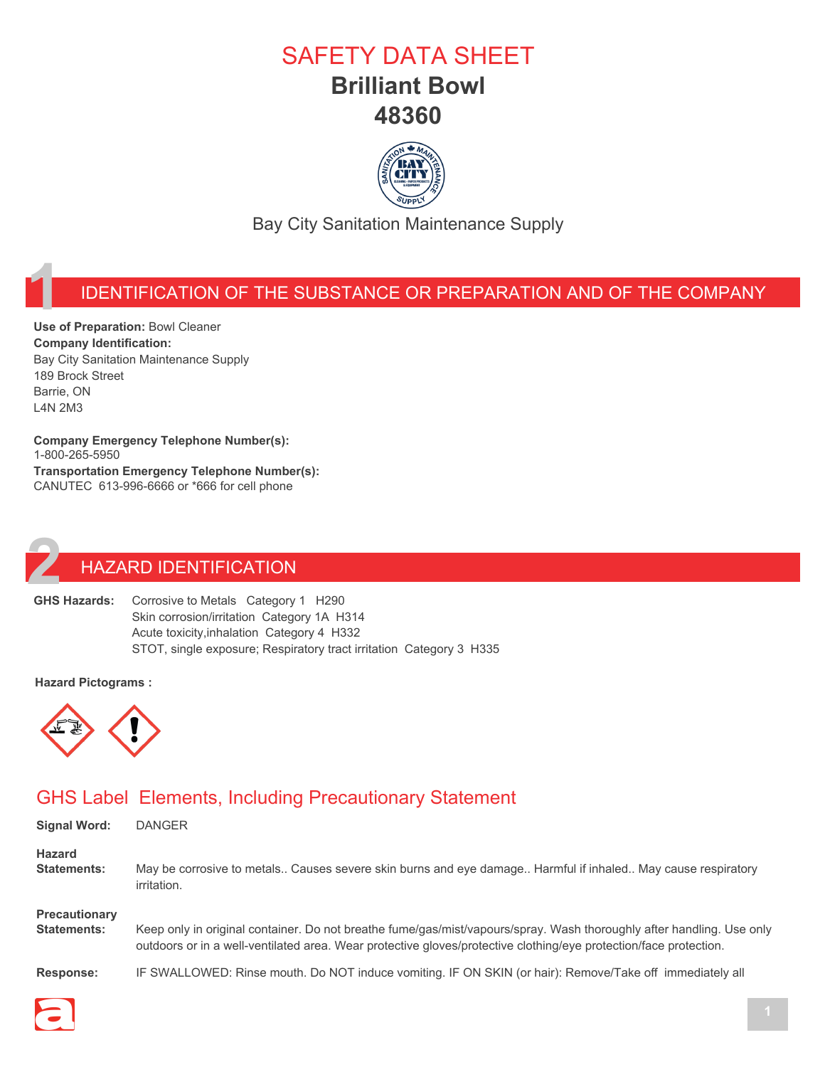# SAFETY DATA SHEET

# Brilliant Bowl

# 48360

Bay City Sanitation Maintenance Supply

## 1 IDENTIFICATION OF THE SUBSTANCE OR PREPARATION AND OF THE COMPANY

**Use of Preparation:** Bowl Cleaner

**Company Identification:**

Bay City Sanitation Maintenance Supply
189 Brock Street
Barrie, ON
L4N 2M3

**Company Emergency Telephone Number(s):**
1-800-265-5950

**Transportation Emergency Telephone Number(s):**
CANUTEC 613-996-6666 or *666 for cell phone

## 2 HAZARD IDENTIFICATION

**GHS Hazards:**

Corrosive to Metals Category 1 H290
Skin corrosion/irritation Category 1A H314
Acute toxicity,inhalation Category 4 H332
STOT, single exposure; Respiratory tract irritation Category 3 H335

**Hazard Pictograms :**

### GHS Label Elements, Including Precautionary Statement

**Signal Word:** DANGER

**Hazard Statements:** May be corrosive to metals.. Causes severe skin burns and eye damage.. Harmful if inhaled.. May cause respiratory irritation.

**Precautionary Statements:** Keep only in original container. Do not breathe fume/gas/mist/vapours/spray. Wash thoroughly after handling. Use only outdoors or in a well-ventilated area. Wear protective gloves/protective clothing/eye protection/face protection.

**Response:** IF SWALLOWED: Rinse mouth. Do NOT induce vomiting. IF ON SKIN (or hair): Remove/Take off immediately all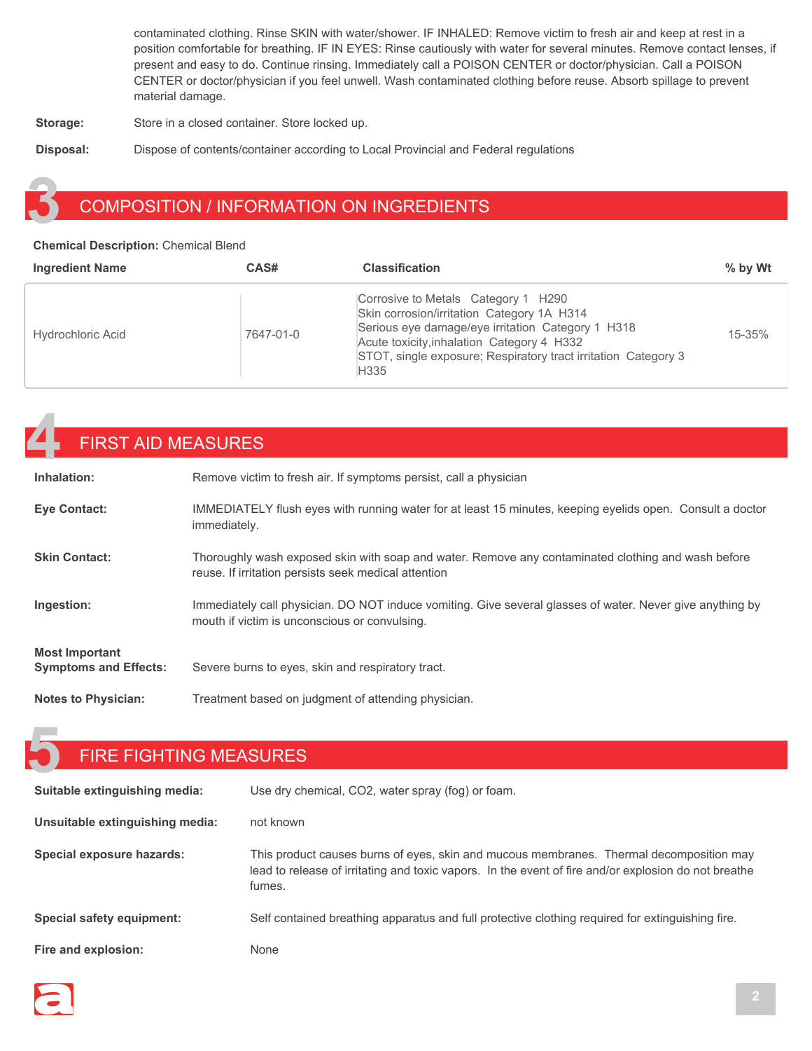contaminated clothing. Rinse SKIN with water/shower. IF INHALED: Remove victim to fresh air and keep at rest in a position comfortable for breathing. IF IN EYES: Rinse cautiously with water for several minutes. Remove contact lenses, if present and easy to do. Continue rinsing. Immediately call a POISON CENTER or doctor/physician. Call a POISON CENTER or doctor/physician if you feel unwell. Wash contaminated clothing before reuse. Absorb spillage to prevent material damage.

**Storage:** Store in a closed container. Store locked up.

**Disposal:** Dispose of contents/container according to Local Provincial and Federal regulations

## 3 COMPOSITION / INFORMATION ON INGREDIENTS

**Chemical Description:** Chemical Blend

| Ingredient Name | CAS# | Classification | % by Wt |
|---|---|---|---|
| Hydrochloric Acid | 7647-01-0 | Corrosive to Metals Category 1 H290<br>Skin corrosion/irritation Category 1A H314<br>Serious eye damage/eye irritation Category 1 H318<br>Acute toxicity,inhalation Category 4 H332<br>STOT, single exposure; Respiratory tract irritation Category 3 H335 | 15-35% |

## 4 FIRST AID MEASURES

**Inhalation:** Remove victim to fresh air. If symptoms persist, call a physician

**Eye Contact:** IMMEDIATELY flush eyes with running water for at least 15 minutes, keeping eyelids open. Consult a doctor immediately.

**Skin Contact:** Thoroughly wash exposed skin with soap and water. Remove any contaminated clothing and wash before reuse. If irritation persists seek medical attention

**Ingestion:** Immediately call physician. DO NOT induce vomiting. Give several glasses of water. Never give anything by mouth if victim is unconscious or convulsing.

**Most Important Symptoms and Effects:** Severe burns to eyes, skin and respiratory tract.

**Notes to Physician:** Treatment based on judgment of attending physician.

## 5 FIRE FIGHTING MEASURES

**Suitable extinguishing media:** Use dry chemical, CO2, water spray (fog) or foam.

**Unsuitable extinguishing media:** not known

**Special exposure hazards:** This product causes burns of eyes, skin and mucous membranes. Thermal decomposition may lead to release of irritating and toxic vapors. In the event of fire and/or explosion do not breathe fumes.

**Special safety equipment:** Self contained breathing apparatus and full protective clothing required for extinguishing fire.

**Fire and explosion:** None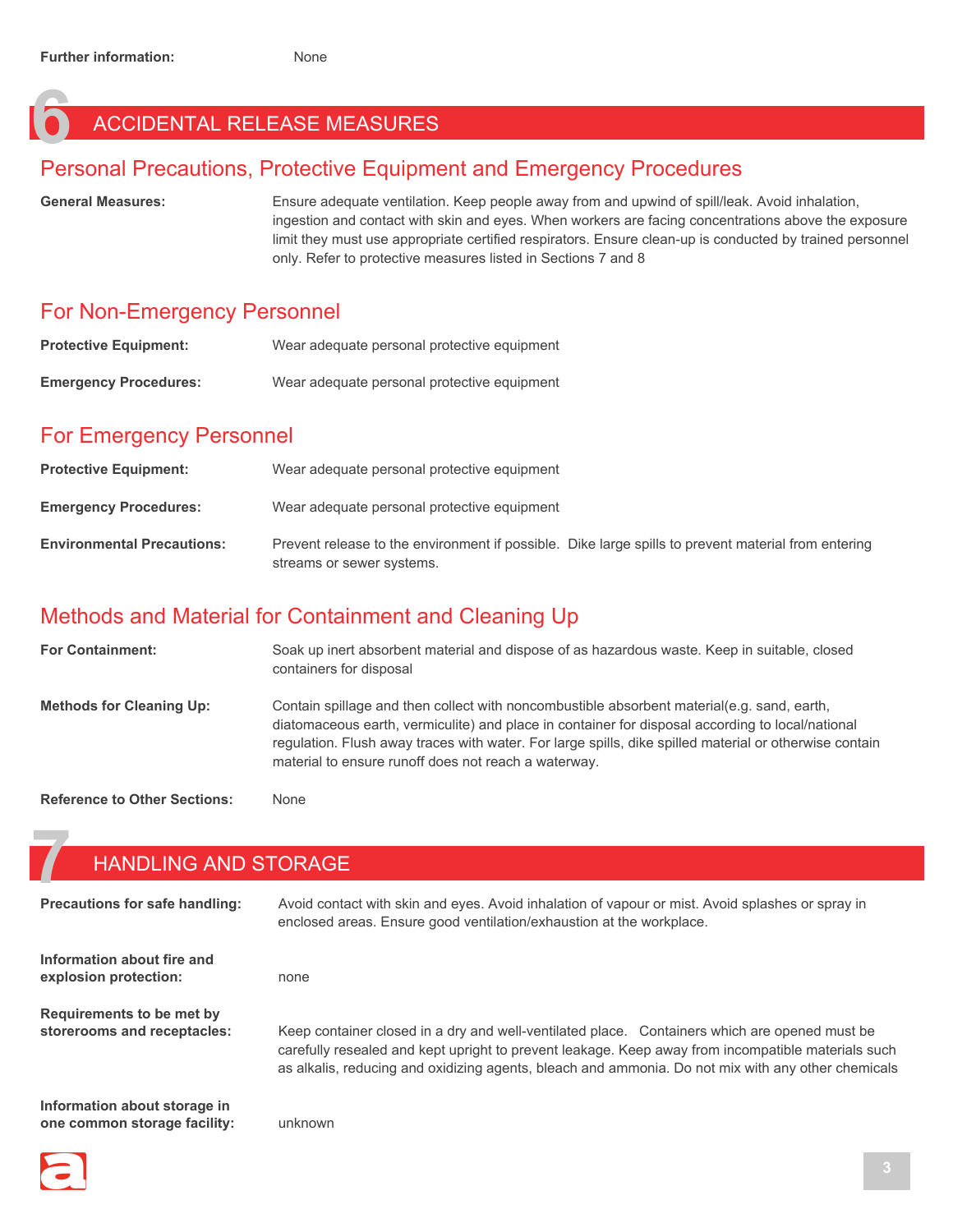**Further information:** None

# 6 ACCIDENTAL RELEASE MEASURES

## Personal Precautions, Protective Equipment and Emergency Procedures

**General Measures:** Ensure adequate ventilation. Keep people away from and upwind of spill/leak. Avoid inhalation, ingestion and contact with skin and eyes. When workers are facing concentrations above the exposure limit they must use appropriate certified respirators. Ensure clean-up is conducted by trained personnel only. Refer to protective measures listed in Sections 7 and 8

## For Non-Emergency Personnel

**Protective Equipment:** Wear adequate personal protective equipment

**Emergency Procedures:** Wear adequate personal protective equipment

## For Emergency Personnel

**Protective Equipment:** Wear adequate personal protective equipment

**Emergency Procedures:** Wear adequate personal protective equipment

**Environmental Precautions:** Prevent release to the environment if possible. Dike large spills to prevent material from entering streams or sewer systems.

## Methods and Material for Containment and Cleaning Up

**For Containment:** Soak up inert absorbent material and dispose of as hazardous waste. Keep in suitable, closed containers for disposal

**Methods for Cleaning Up:** Contain spillage and then collect with noncombustible absorbent material(e.g. sand, earth, diatomaceous earth, vermiculite) and place in container for disposal according to local/national regulation. Flush away traces with water. For large spills, dike spilled material or otherwise contain material to ensure runoff does not reach a waterway.

**Reference to Other Sections:** None

# 7 HANDLING AND STORAGE

**Precautions for safe handling:** Avoid contact with skin and eyes. Avoid inhalation of vapour or mist. Avoid splashes or spray in enclosed areas. Ensure good ventilation/exhaustion at the workplace.

**Information about fire and explosion protection:** none

**Requirements to be met by storerooms and receptacles:** Keep container closed in a dry and well-ventilated place. Containers which are opened must be carefully resealed and kept upright to prevent leakage. Keep away from incompatible materials such as alkalis, reducing and oxidizing agents, bleach and ammonia. Do not mix with any other chemicals

**Information about storage in one common storage facility:** unknown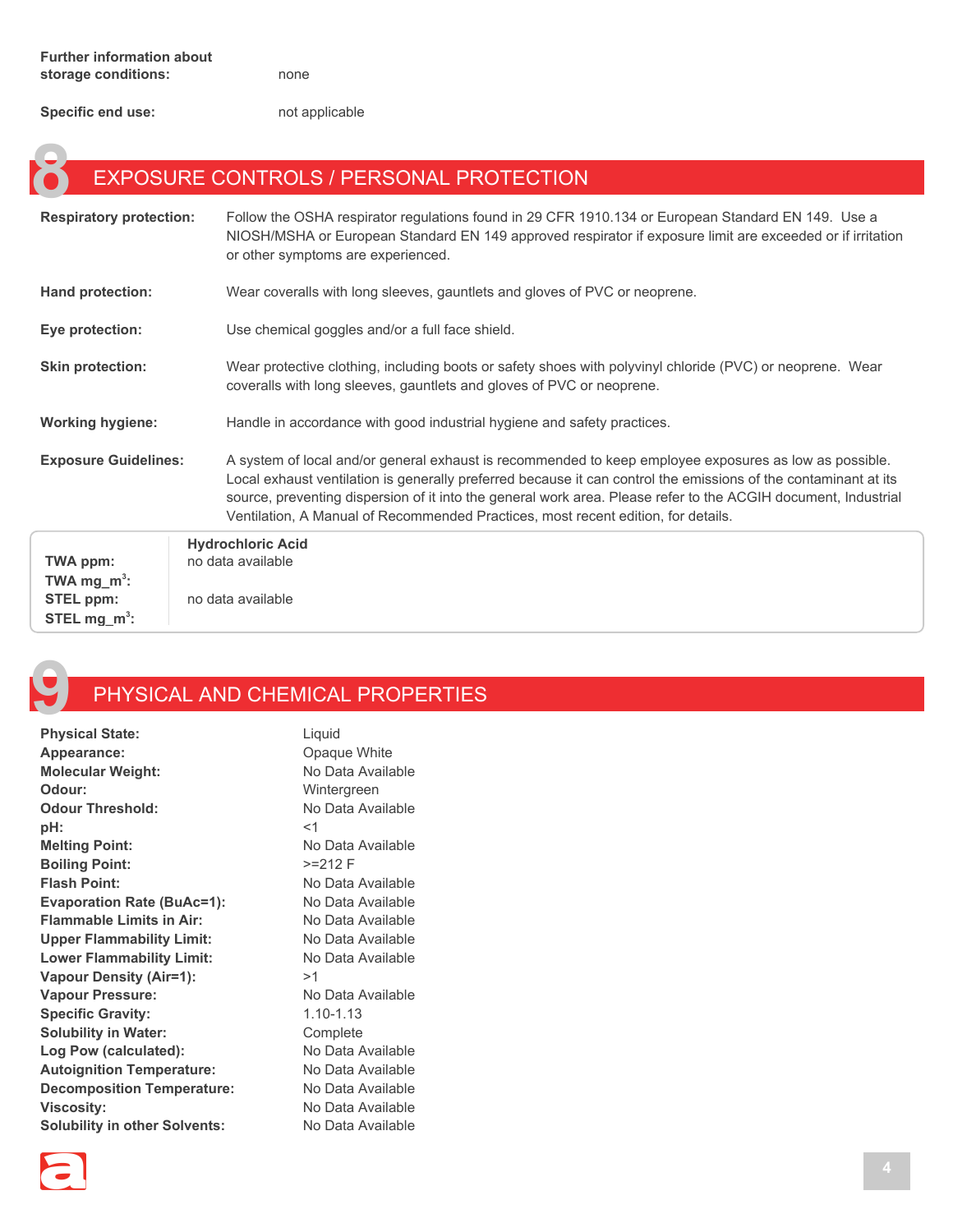**Further information about storage conditions:** none

**Specific end use:** not applicable

## 8 EXPOSURE CONTROLS / PERSONAL PROTECTION

**Respiratory protection:** Follow the OSHA respirator regulations found in 29 CFR 1910.134 or European Standard EN 149. Use a NIOSH/MSHA or European Standard EN 149 approved respirator if exposure limit are exceeded or if irritation or other symptoms are experienced.

**Hand protection:** Wear coveralls with long sleeves, gauntlets and gloves of PVC or neoprene.

**Eye protection:** Use chemical goggles and/or a full face shield.

**Skin protection:** Wear protective clothing, including boots or safety shoes with polyvinyl chloride (PVC) or neoprene. Wear coveralls with long sleeves, gauntlets and gloves of PVC or neoprene.

**Working hygiene:** Handle in accordance with good industrial hygiene and safety practices.

**Exposure Guidelines:** A system of local and/or general exhaust is recommended to keep employee exposures as low as possible. Local exhaust ventilation is generally preferred because it can control the emissions of the contaminant at its source, preventing dispersion of it into the general work area. Please refer to the ACGIH document, Industrial Ventilation, A Manual of Recommended Practices, most recent edition, for details.

| | Hydrochloric Acid |
|---|---|
| **TWA ppm:** | no data available |
| **TWA mg_m$^3$:** | |
| **STEL ppm:** | no data available |
| **STEL mg_m$^3$:** | |

## 9 PHYSICAL AND CHEMICAL PROPERTIES

| | |
|---|---|
| **Physical State:** | Liquid |
| **Appearance:** | Opaque White |
| **Molecular Weight:** | No Data Available |
| **Odour:** | Wintergreen |
| **Odour Threshold:** | No Data Available |
| **pH:** | <1 |
| **Melting Point:** | No Data Available |
| **Boiling Point:** | >=212 F |
| **Flash Point:** | No Data Available |
| **Evaporation Rate (BuAc=1):** | No Data Available |
| **Flammable Limits in Air:** | No Data Available |
| **Upper Flammability Limit:** | No Data Available |
| **Lower Flammability Limit:** | No Data Available |
| **Vapour Density (Air=1):** | >1 |
| **Vapour Pressure:** | No Data Available |
| **Specific Gravity:** | 1.10-1.13 |
| **Solubility in Water:** | Complete |
| **Log Pow (calculated):** | No Data Available |
| **Autoignition Temperature:** | No Data Available |
| **Decomposition Temperature:** | No Data Available |
| **Viscosity:** | No Data Available |
| **Solubility in other Solvents:** | No Data Available |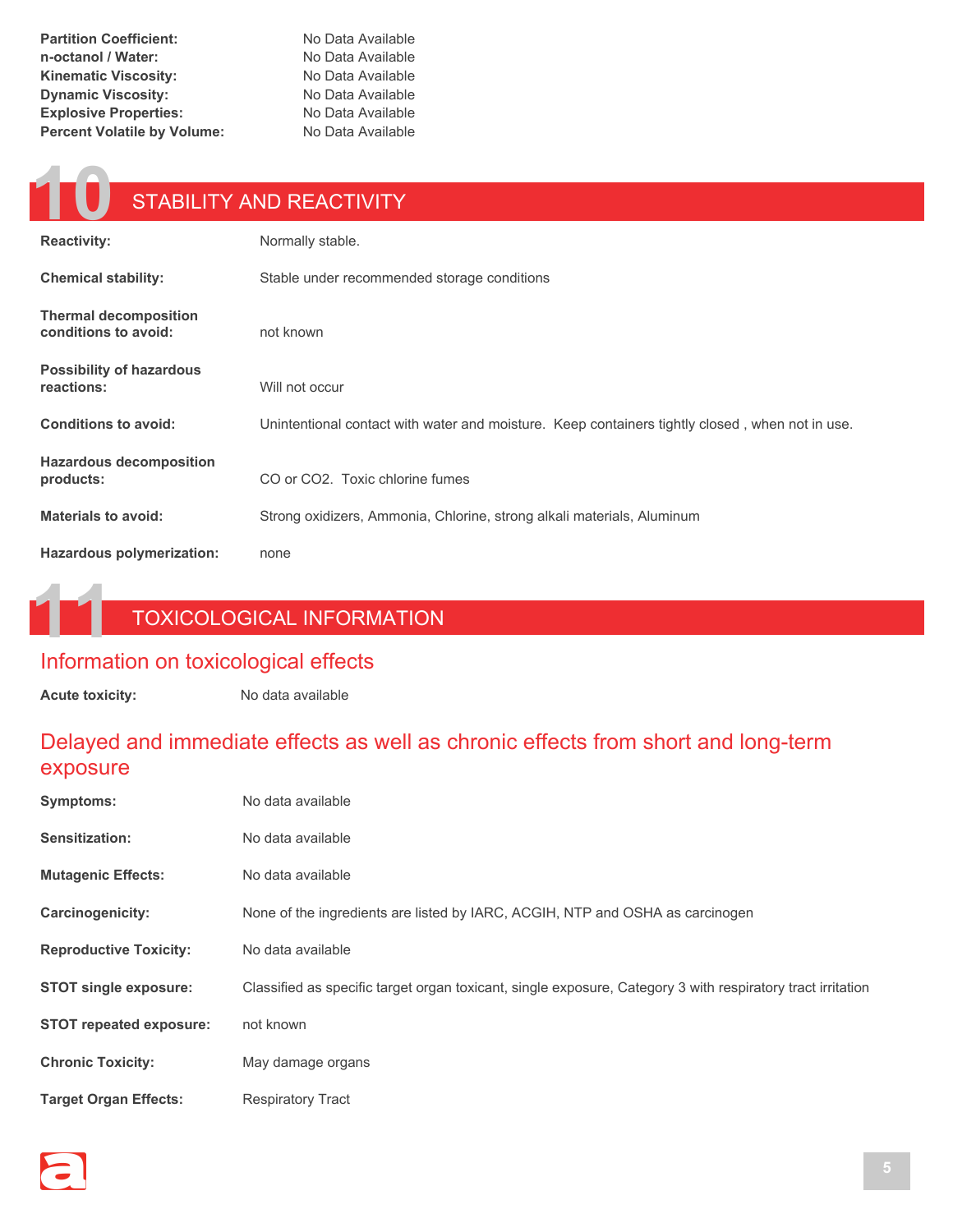**Partition Coefficient:** No Data Available
**n-octanol / Water:** No Data Available
**Kinematic Viscosity:** No Data Available
**Dynamic Viscosity:** No Data Available
**Explosive Properties:** No Data Available
**Percent Volatile by Volume:** No Data Available

# 10 STABILITY AND REACTIVITY

**Reactivity:** Normally stable.

**Chemical stability:** Stable under recommended storage conditions

**Thermal decomposition conditions to avoid:** not known

**Possibility of hazardous reactions:** Will not occur

**Conditions to avoid:** Unintentional contact with water and moisture. Keep containers tightly closed , when not in use.

**Hazardous decomposition products:** CO or $CO_2$. Toxic chlorine fumes

**Materials to avoid:** Strong oxidizers, Ammonia, Chlorine, strong alkali materials, Aluminum

**Hazardous polymerization:** none

# 11 TOXICOLOGICAL INFORMATION

## Information on toxicological effects

**Acute toxicity:** No data available

## Delayed and immediate effects as well as chronic effects from short and long-term exposure

**Symptoms:** No data available

**Sensitization:** No data available

**Mutagenic Effects:** No data available

**Carcinogenicity:** None of the ingredients are listed by IARC, ACGIH, NTP and OSHA as carcinogen

**Reproductive Toxicity:** No data available

**STOT single exposure:** Classified as specific target organ toxicant, single exposure, Category 3 with respiratory tract irritation

**STOT repeated exposure:** not known

**Chronic Toxicity:** May damage organs

**Target Organ Effects:** Respiratory Tract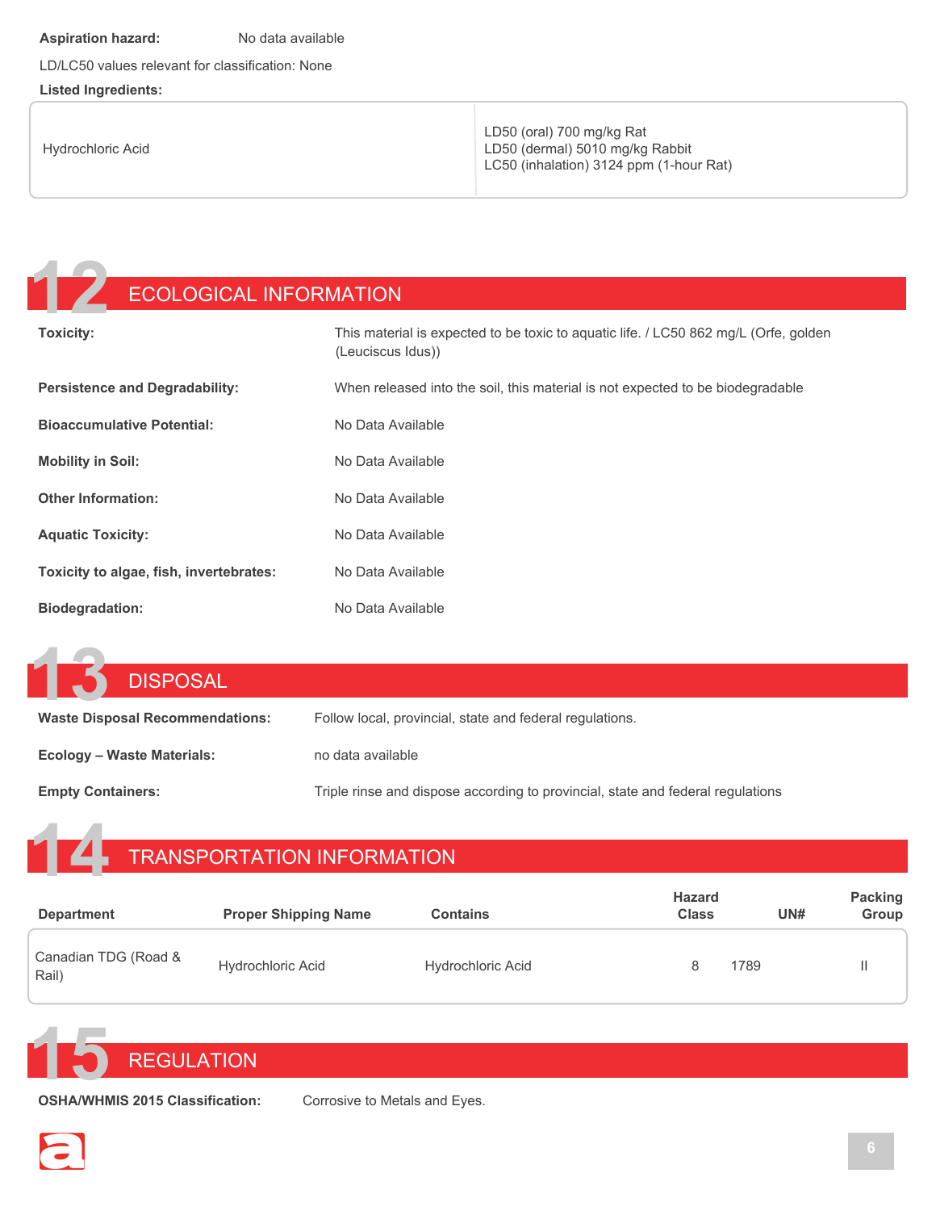**Aspiration hazard:** No data available

LD/LC50 values relevant for classification: None

**Listed Ingredients:**

| | |
|---|---|
| Hydrochloric Acid | LD50 (oral) 700 mg/kg Rat<br>LD50 (dermal) 5010 mg/kg Rabbit<br>LC50 (inhalation) 3124 ppm (1-hour Rat) |

## 12 ECOLOGICAL INFORMATION

**Toxicity:** This material is expected to be toxic to aquatic life. / LC50 862 mg/L (Orfe, golden (Leuciscus Idus))

**Persistence and Degradability:** When released into the soil, this material is not expected to be biodegradable

**Bioaccumulative Potential:** No Data Available

**Mobility in Soil:** No Data Available

**Other Information:** No Data Available

**Aquatic Toxicity:** No Data Available

**Toxicity to algae, fish, invertebrates:** No Data Available

**Biodegradation:** No Data Available

## 13 DISPOSAL

**Waste Disposal Recommendations:** Follow local, provincial, state and federal regulations.

**Ecology – Waste Materials:** no data available

**Empty Containers:** Triple rinse and dispose according to provincial, state and federal regulations

## 14 TRANSPORTATION INFORMATION

| Department | Proper Shipping Name | Contains | Hazard Class | UN# | Packing Group |
|---|---|---|---|---|---|
| Canadian TDG (Road & Rail) | Hydrochloric Acid | Hydrochloric Acid | 8 | 1789 | II |

## 15 REGULATION

**OSHA/WHMIS 2015 Classification:** Corrosive to Metals and Eyes.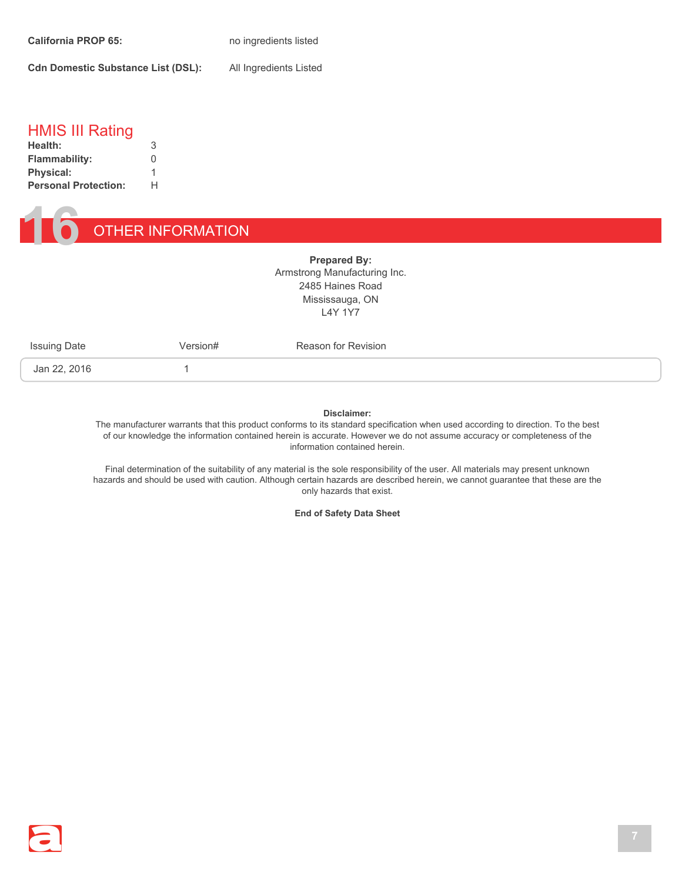**California PROP 65:** no ingredients listed

**Cdn Domestic Substance List (DSL):** All Ingredients Listed

## HMIS III Rating

| | |
|---|---|
| **Health:** | 3 |
| **Flammability:** | 0 |
| **Physical:** | 1 |
| **Personal Protection:** | H |

# 16 OTHER INFORMATION

**Prepared By:**
Armstrong Manufacturing Inc.
2485 Haines Road
Mississauga, ON
L4Y 1Y7

| Issuing Date | Version# | Reason for Revision |
|---|---|---|
| Jan 22, 2016 | 1 | |

**Disclaimer:**
The manufacturer warrants that this product conforms to its standard specification when used according to direction. To the best of our knowledge the information contained herein is accurate. However we do not assume accuracy or completeness of the information contained herein.

Final determination of the suitability of any material is the sole responsibility of the user. All materials may present unknown hazards and should be used with caution. Although certain hazards are described herein, we cannot guarantee that these are the only hazards that exist.

**End of Safety Data Sheet**